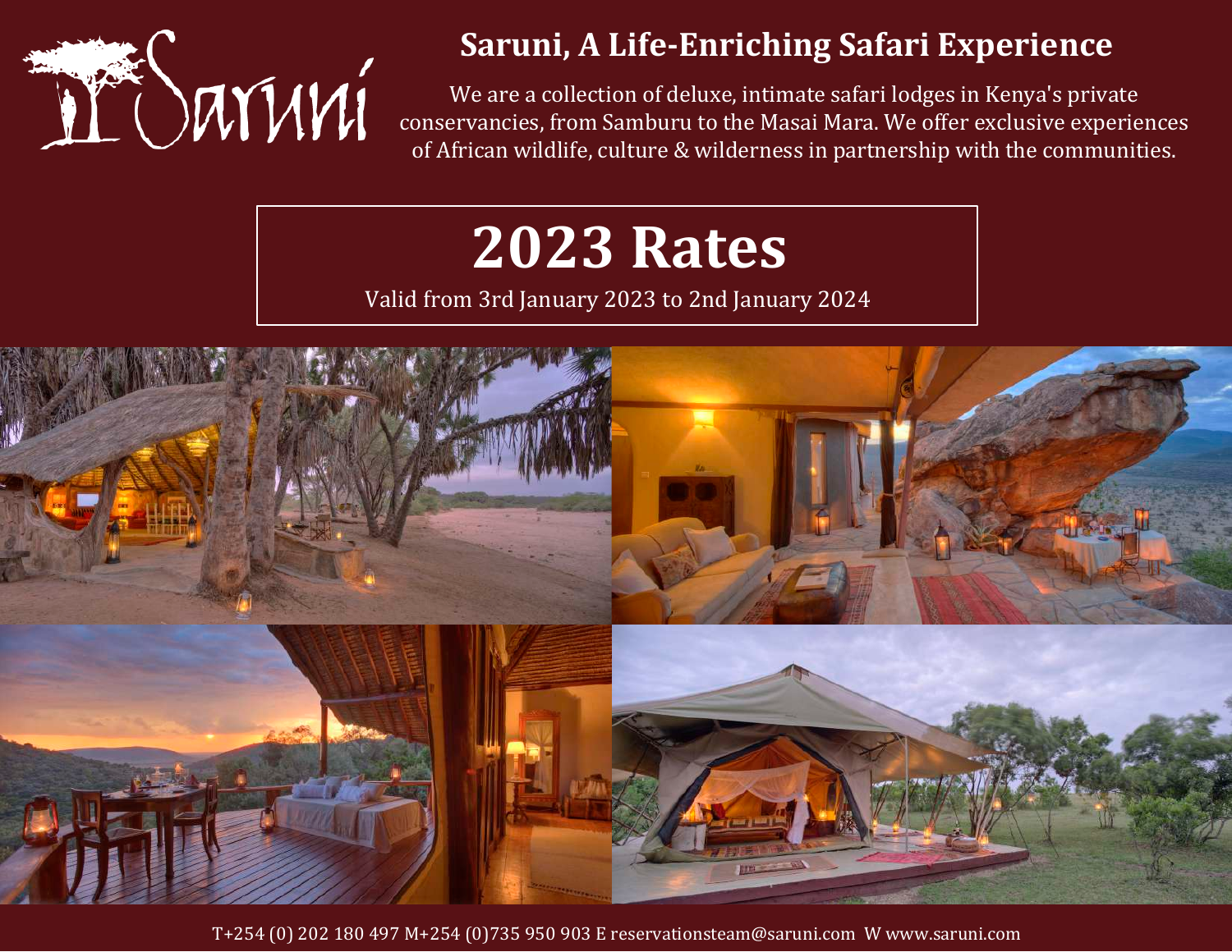# Saruni, A Life-Enriching Safari Experience

We are a collection of deluxe, intimate safari lodges in Kenya's private conservancies, from Samburu to the Masai Mara. We offer exclusive experiences of African wildlife, culture & wilderness in partnership with the communities.

# 2023 Rates

Valid from 3rd January 2023 to 2nd January 2024

T+254 (0) 202 180 497 M+254 (0)735 950 903 E reservationsteam@saruni.com W www.saruni.com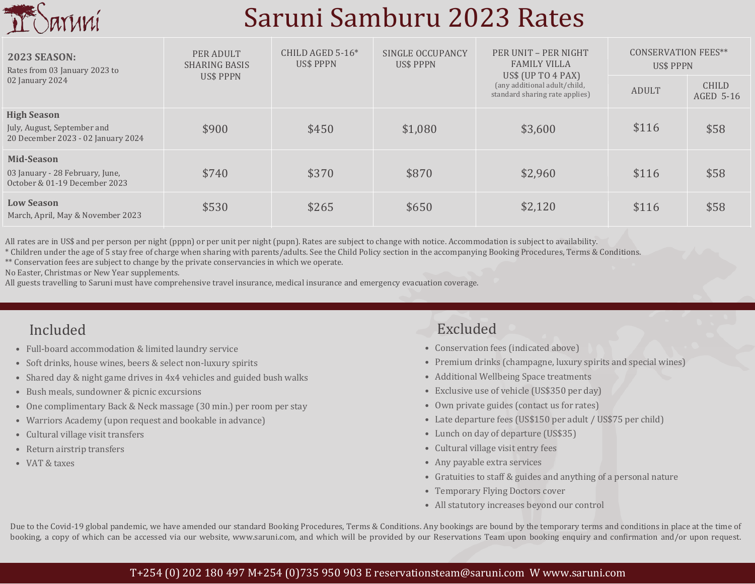# Saruni Samburu 2023 Rates

| **2023 SEASON:** Rates from 03 January 2023 to 02 January 2024 | PER ADULT SHARING BASIS US$ PPPN | CHILD AGED 5-16* US$ PPPN | SINGLE OCCUPANCY US$ PPPN | PER UNIT – PER NIGHT FAMILY VILLA US$ (UP TO 4 PAX) (any additional adult/child, standard sharing rate applies) | CONSERVATION FEES** US$ PPPN | |
|---|---|---|---|---|---|---|
| | | | | | ADULT | CHILD AGED 5-16 |
| **High Season** July, August, September and 20 December 2023 - 02 January 2024 | $900 | $450 | $1,080 | $3,600 | $116 | $58 |
| **Mid-Season** 03 January - 28 February, June, October & 01-19 December 2023 | $740 | $370 | $870 | $2,960 | $116 | $58 |
| **Low Season** March, April, May & November 2023 | $530 | $265 | $650 | $2,120 | $116 | $58 |

All rates are in US$ and per person per night (pppn) or per unit per night (pupn). Rates are subject to change with notice. Accommodation is subject to availability.
* Children under the age of 5 stay free of charge when sharing with parents/adults. See the Child Policy section in the accompanying Booking Procedures, Terms & Conditions.
** Conservation fees are subject to change by the private conservancies in which we operate.
No Easter, Christmas or New Year supplements.
All guests travelling to Saruni must have comprehensive travel insurance, medical insurance and emergency evacuation coverage.

## Included

- Full-board accommodation & limited laundry service
- Soft drinks, house wines, beers & select non-luxury spirits
- Shared day & night game drives in 4x4 vehicles and guided bush walks
- Bush meals, sundowner & picnic excursions
- One complimentary Back & Neck massage (30 min.) per room per stay
- Warriors Academy (upon request and bookable in advance)
- Cultural village visit transfers
- Return airstrip transfers
- VAT & taxes

## Excluded

- Conservation fees (indicated above)
- Premium drinks (champagne, luxury spirits and special wines)
- Additional Wellbeing Space treatments
- Exclusive use of vehicle (US$350 per day)
- Own private guides (contact us for rates)
- Late departure fees (US$150 per adult / US$75 per child)
- Lunch on day of departure (US$35)
- Cultural village visit entry fees
- Any payable extra services
- Gratuities to staff & guides and anything of a personal nature
- Temporary Flying Doctors cover
- All statutory increases beyond our control

Due to the Covid-19 global pandemic, we have amended our standard Booking Procedures, Terms & Conditions. Any bookings are bound by the temporary terms and conditions in place at the time of booking, a copy of which can be accessed via our website, www.saruni.com, and which will be provided by our Reservations Team upon booking enquiry and confirmation and/or upon request.

T+254 (0) 202 180 497 M+254 (0)735 950 903 E reservationsteam@saruni.com W www.saruni.com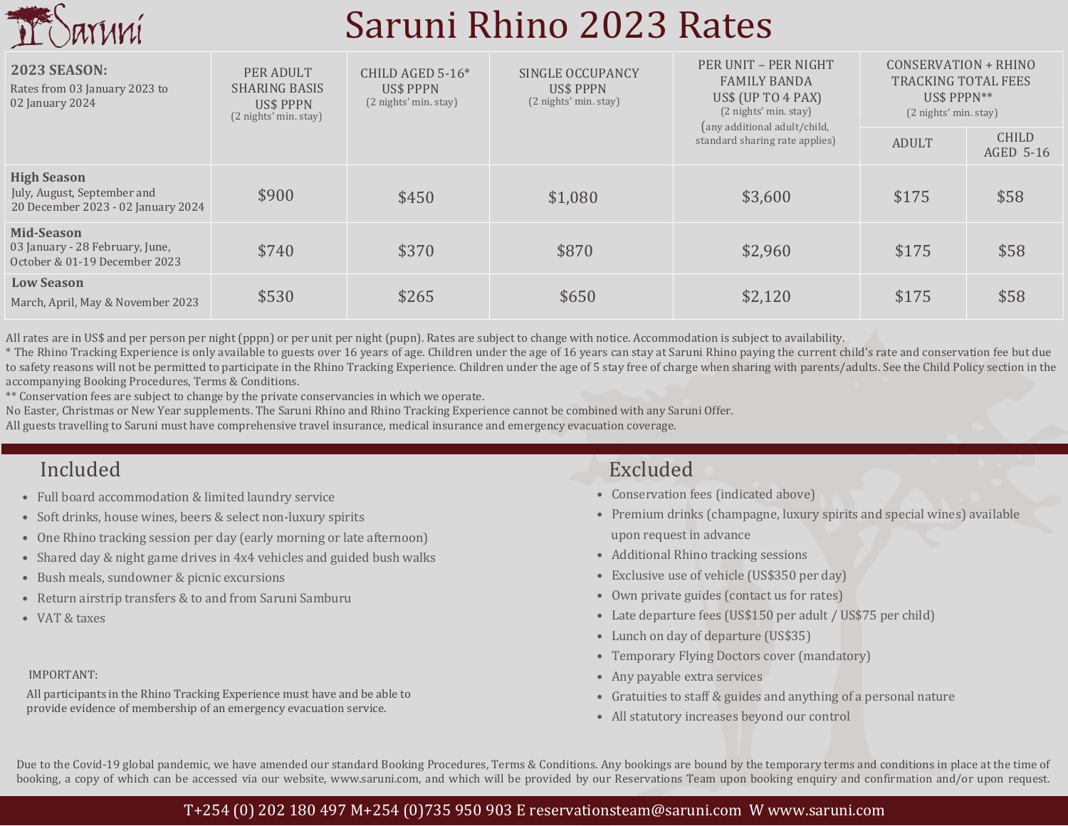# Saruni Rhino 2023 Rates

| **2023 SEASON:** Rates from 03 January 2023 to 02 January 2024 | PER ADULT SHARING BASIS US$ PPPN (2 nights' min. stay) | CHILD AGED 5-16* US$ PPPN (2 nights' min. stay) | SINGLE OCCUPANCY US$ PPPN (2 nights' min. stay) | PER UNIT – PER NIGHT FAMILY BANDA US$ (UP TO 4 PAX) (2 nights' min. stay) (any additional adult/child, standard sharing rate applies) | CONSERVATION + RHINO TRACKING TOTAL FEES US$ PPPN** (2 nights' min. stay) | |
|---|---|---|---|---|---|---|
| | | | | | ADULT | CHILD AGED 5-16 |
| **High Season** July, August, September and 20 December 2023 - 02 January 2024 | $900 | $450 | $1,080 | $3,600 | $175 | $58 |
| **Mid-Season** 03 January - 28 February, June, October & 01-19 December 2023 | $740 | $370 | $870 | $2,960 | $175 | $58 |
| **Low Season** March, April, May & November 2023 | $530 | $265 | $650 | $2,120 | $175 | $58 |

All rates are in US$ and per person per night (pppn) or per unit per night (pupn). Rates are subject to change with notice. Accommodation is subject to availability.
* The Rhino Tracking Experience is only available to guests over 16 years of age. Children under the age of 16 years can stay at Saruni Rhino paying the current child's rate and conservation fee but due to safety reasons will not be permitted to participate in the Rhino Tracking Experience. Children under the age of 5 stay free of charge when sharing with parents/adults. See the Child Policy section in the accompanying Booking Procedures, Terms & Conditions.
** Conservation fees are subject to change by the private conservancies in which we operate.
No Easter, Christmas or New Year supplements. The Saruni Rhino and Rhino Tracking Experience cannot be combined with any Saruni Offer.
All guests travelling to Saruni must have comprehensive travel insurance, medical insurance and emergency evacuation coverage.

## Included

- Full board accommodation & limited laundry service
- Soft drinks, house wines, beers & select non-luxury spirits
- One Rhino tracking session per day (early morning or late afternoon)
- Shared day & night game drives in 4x4 vehicles and guided bush walks
- Bush meals, sundowner & picnic excursions
- Return airstrip transfers & to and from Saruni Samburu
- VAT & taxes

IMPORTANT:
All participants in the Rhino Tracking Experience must have and be able to provide evidence of membership of an emergency evacuation service.

## Excluded

- Conservation fees (indicated above)
- Premium drinks (champagne, luxury spirits and special wines) available upon request in advance
- Additional Rhino tracking sessions
- Exclusive use of vehicle (US$350 per day)
- Own private guides (contact us for rates)
- Late departure fees (US$150 per adult / US$75 per child)
- Lunch on day of departure (US$35)
- Temporary Flying Doctors cover (mandatory)
- Any payable extra services
- Gratuities to staff & guides and anything of a personal nature
- All statutory increases beyond our control

Due to the Covid-19 global pandemic, we have amended our standard Booking Procedures, Terms & Conditions. Any bookings are bound by the temporary terms and conditions in place at the time of booking, a copy of which can be accessed via our website, www.saruni.com, and which will be provided by our Reservations Team upon booking enquiry and confirmation and/or upon request.

T+254 (0) 202 180 497 M+254 (0)735 950 903 E reservationsteam@saruni.com W www.saruni.com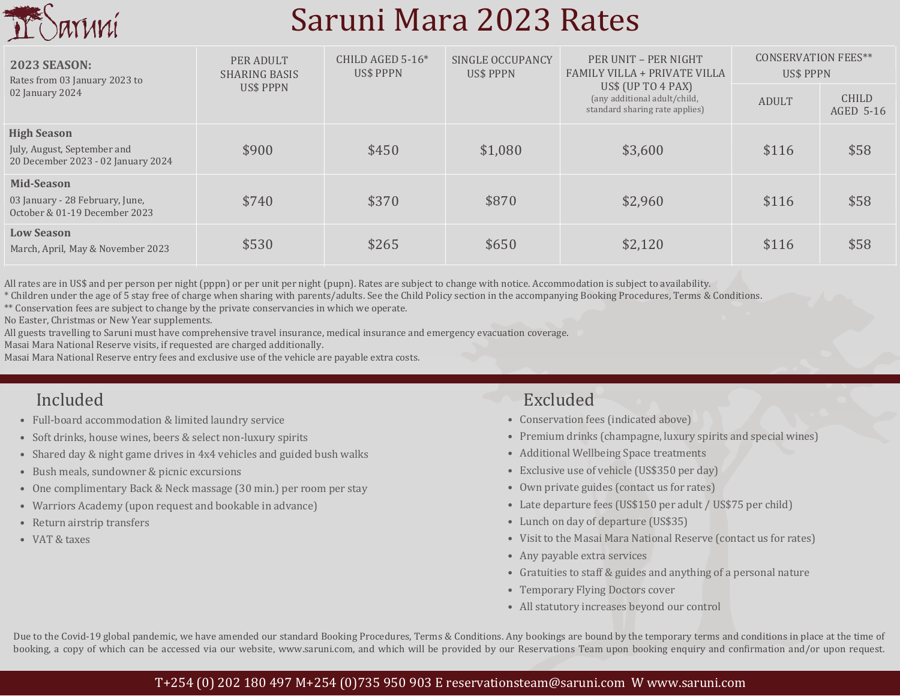# Saruni Mara 2023 Rates

| 2023 SEASON: Rates from 03 January 2023 to 02 January 2024 | PER ADULT SHARING BASIS US$ PPPN | CHILD AGED 5-16* US$ PPPN | SINGLE OCCUPANCY US$ PPPN | PER UNIT – PER NIGHT FAMILY VILLA + PRIVATE VILLA US$ (UP TO 4 PAX) (any additional adult/child, standard sharing rate applies) | CONSERVATION FEES** US$ PPPN | |
|---|---|---|---|---|---|---|
| | | | | | ADULT | CHILD AGED 5-16 |
| **High Season** July, August, September and 20 December 2023 - 02 January 2024 | $900 | $450 | $1,080 | $3,600 | $116 | $58 |
| **Mid-Season** 03 January - 28 February, June, October & 01-19 December 2023 | $740 | $370 | $870 | $2,960 | $116 | $58 |
| **Low Season** March, April, May & November 2023 | $530 | $265 | $650 | $2,120 | $116 | $58 |

All rates are in US$ and per person per night (pppn) or per unit per night (pupn). Rates are subject to change with notice. Accommodation is subject to availability.
* Children under the age of 5 stay free of charge when sharing with parents/adults. See the Child Policy section in the accompanying Booking Procedures, Terms & Conditions.
** Conservation fees are subject to change by the private conservancies in which we operate.
No Easter, Christmas or New Year supplements.
All guests travelling to Saruni must have comprehensive travel insurance, medical insurance and emergency evacuation coverage.
Masai Mara National Reserve visits, if requested are charged additionally.
Masai Mara National Reserve entry fees and exclusive use of the vehicle are payable extra costs.

## Included

- Full-board accommodation & limited laundry service
- Soft drinks, house wines, beers & select non-luxury spirits
- Shared day & night game drives in 4x4 vehicles and guided bush walks
- Bush meals, sundowner & picnic excursions
- One complimentary Back & Neck massage (30 min.) per room per stay
- Warriors Academy (upon request and bookable in advance)
- Return airstrip transfers
- VAT & taxes

## Excluded

- Conservation fees (indicated above)
- Premium drinks (champagne, luxury spirits and special wines)
- Additional Wellbeing Space treatments
- Exclusive use of vehicle (US$350 per day)
- Own private guides (contact us for rates)
- Late departure fees (US$150 per adult / US$75 per child)
- Lunch on day of departure (US$35)
- Visit to the Masai Mara National Reserve (contact us for rates)
- Any payable extra services
- Gratuities to staff & guides and anything of a personal nature
- Temporary Flying Doctors cover
- All statutory increases beyond our control

Due to the Covid-19 global pandemic, we have amended our standard Booking Procedures, Terms & Conditions. Any bookings are bound by the temporary terms and conditions in place at the time of booking, a copy of which can be accessed via our website, www.saruni.com, and which will be provided by our Reservations Team upon booking enquiry and confirmation and/or upon request.

T+254 (0) 202 180 497 M+254 (0)735 950 903 E reservationsteam@saruni.com W www.saruni.com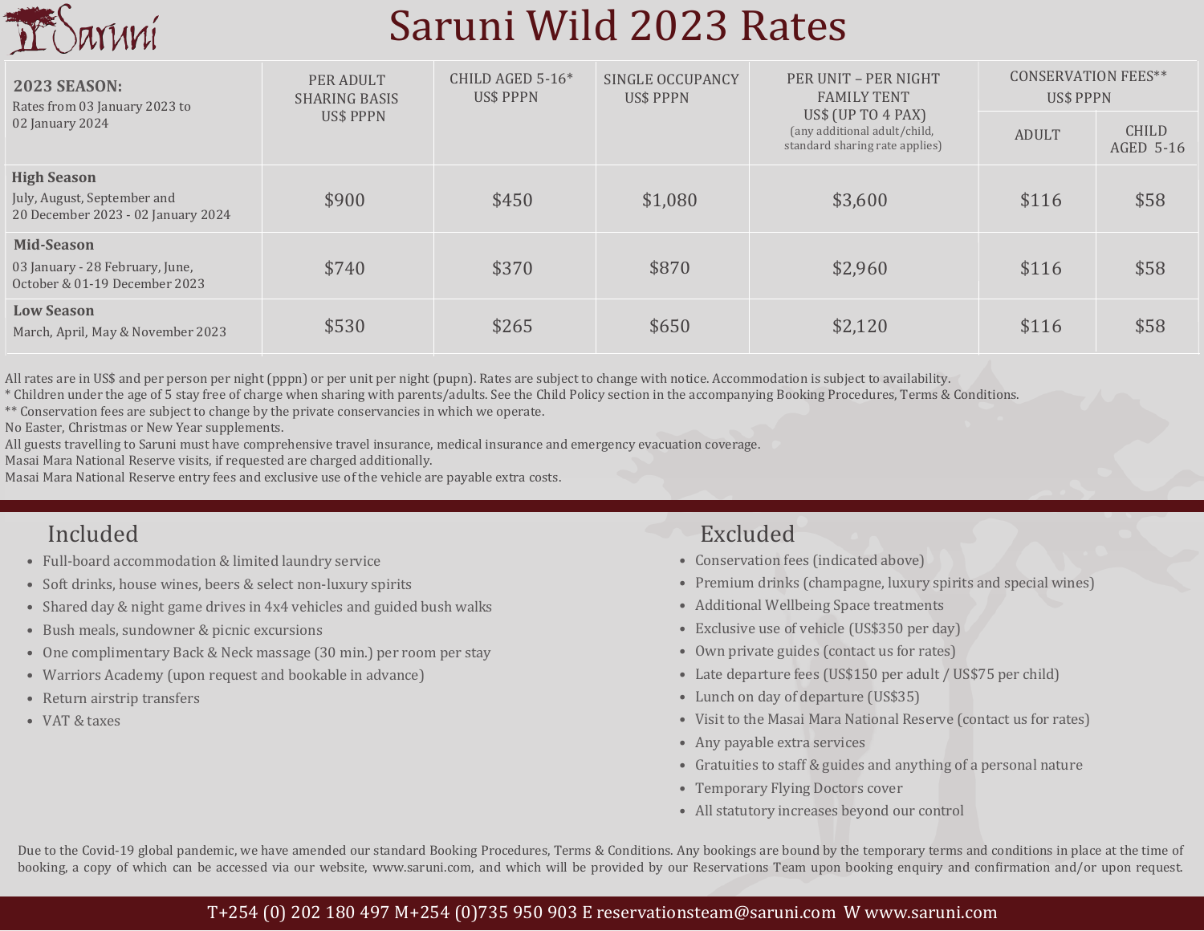# Saruni Wild 2023 Rates

| 2023 SEASON: Rates from 03 January 2023 to 02 January 2024 | PER ADULT SHARING BASIS US$ PPPN | CHILD AGED 5-16* US$ PPPN | SINGLE OCCUPANCY US$ PPPN | PER UNIT – PER NIGHT FAMILY TENT US$ (UP TO 4 PAX) (any additional adult/child, standard sharing rate applies) | CONSERVATION FEES** US$ PPPN | |
|---|---|---|---|---|---|---|
| | | | | | ADULT | CHILD AGED 5-16 |
| **High Season** July, August, September and 20 December 2023 - 02 January 2024 | $900 | $450 | $1,080 | $3,600 | $116 | $58 |
| **Mid-Season** 03 January - 28 February, June, October & 01-19 December 2023 | $740 | $370 | $870 | $2,960 | $116 | $58 |
| **Low Season** March, April, May & November 2023 | $530 | $265 | $650 | $2,120 | $116 | $58 |

All rates are in US$ and per person per night (pppn) or per unit per night (pupn). Rates are subject to change with notice. Accommodation is subject to availability.
* Children under the age of 5 stay free of charge when sharing with parents/adults. See the Child Policy section in the accompanying Booking Procedures, Terms & Conditions.
** Conservation fees are subject to change by the private conservancies in which we operate.
No Easter, Christmas or New Year supplements.
All guests travelling to Saruni must have comprehensive travel insurance, medical insurance and emergency evacuation coverage.
Masai Mara National Reserve visits, if requested are charged additionally.
Masai Mara National Reserve entry fees and exclusive use of the vehicle are payable extra costs.

## Included

- Full-board accommodation & limited laundry service
- Soft drinks, house wines, beers & select non-luxury spirits
- Shared day & night game drives in 4x4 vehicles and guided bush walks
- Bush meals, sundowner & picnic excursions
- One complimentary Back & Neck massage (30 min.) per room per stay
- Warriors Academy (upon request and bookable in advance)
- Return airstrip transfers
- VAT & taxes

## Excluded

- Conservation fees (indicated above)
- Premium drinks (champagne, luxury spirits and special wines)
- Additional Wellbeing Space treatments
- Exclusive use of vehicle (US$350 per day)
- Own private guides (contact us for rates)
- Late departure fees (US$150 per adult / US$75 per child)
- Lunch on day of departure (US$35)
- Visit to the Masai Mara National Reserve (contact us for rates)
- Any payable extra services
- Gratuities to staff & guides and anything of a personal nature
- Temporary Flying Doctors cover
- All statutory increases beyond our control

Due to the Covid-19 global pandemic, we have amended our standard Booking Procedures, Terms & Conditions. Any bookings are bound by the temporary terms and conditions in place at the time of booking, a copy of which can be accessed via our website, www.saruni.com, and which will be provided by our Reservations Team upon booking enquiry and confirmation and/or upon request.

T+254 (0) 202 180 497 M+254 (0)735 950 903 E reservationsteam@saruni.com W www.saruni.com